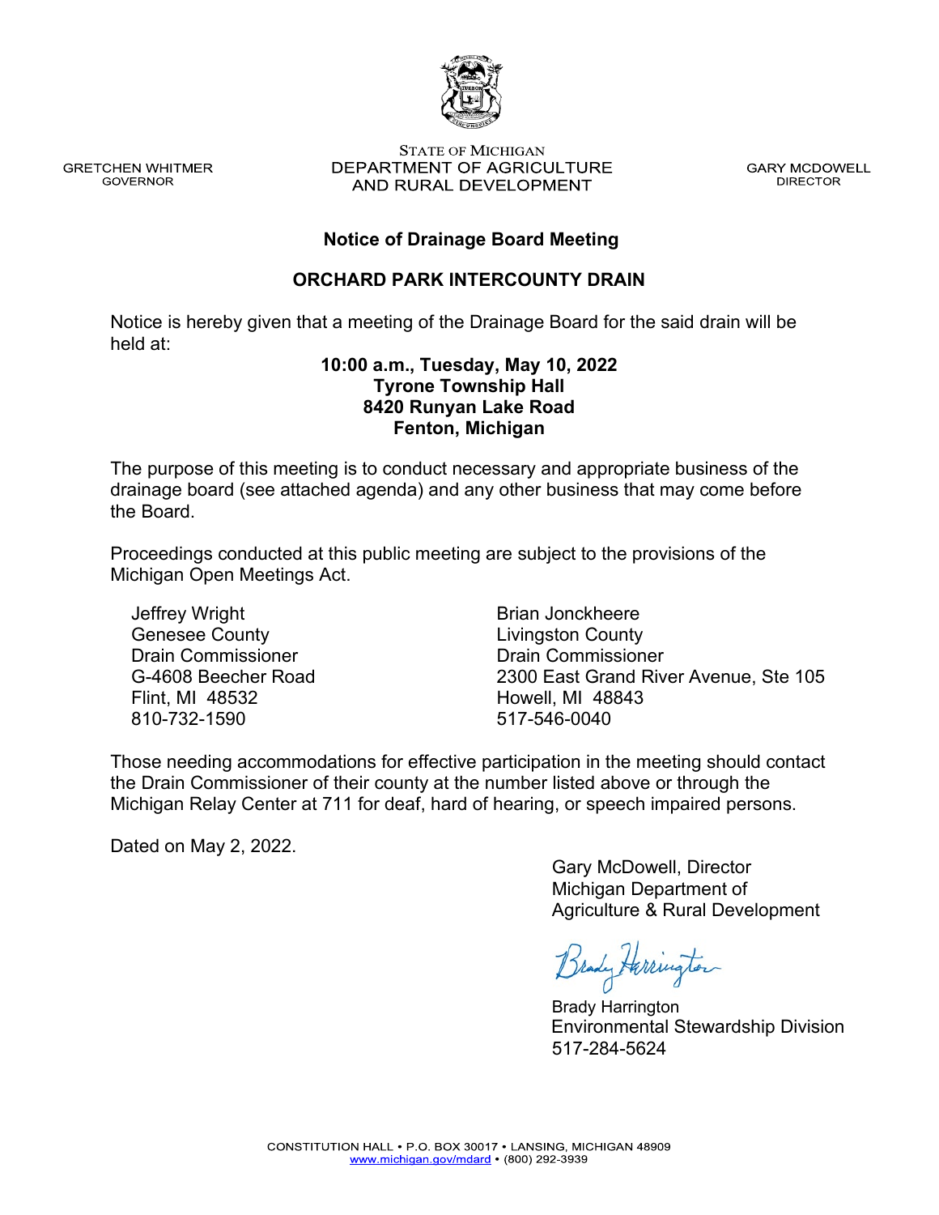GRETCHEN WHITMER
GOVERNOR

STATE OF MICHIGAN
DEPARTMENT OF AGRICULTURE
AND RURAL DEVELOPMENT

GARY MCDOWELL
DIRECTOR

## Notice of Drainage Board Meeting

## ORCHARD PARK INTERCOUNTY DRAIN

Notice is hereby given that a meeting of the Drainage Board for the said drain will be held at:

**10:00 a.m., Tuesday, May 10, 2022**
**Tyrone Township Hall**
**8420 Runyan Lake Road**
**Fenton, Michigan**

The purpose of this meeting is to conduct necessary and appropriate business of the drainage board (see attached agenda) and any other business that may come before the Board.

Proceedings conducted at this public meeting are subject to the provisions of the Michigan Open Meetings Act.

Jeffrey Wright
Genesee County
Drain Commissioner
G-4608 Beecher Road
Flint, MI 48532
810-732-1590

Brian Jonckheere
Livingston County
Drain Commissioner
2300 East Grand River Avenue, Ste 105
Howell, MI 48843
517-546-0040

Those needing accommodations for effective participation in the meeting should contact the Drain Commissioner of their county at the number listed above or through the Michigan Relay Center at 711 for deaf, hard of hearing, or speech impaired persons.

Dated on May 2, 2022.

Gary McDowell, Director
Michigan Department of
Agriculture & Rural Development

Brady Harrington
Environmental Stewardship Division
517-284-5624

CONSTITUTION HALL • P.O. BOX 30017 • LANSING, MICHIGAN 48909
www.michigan.gov/mdard • (800) 292-3939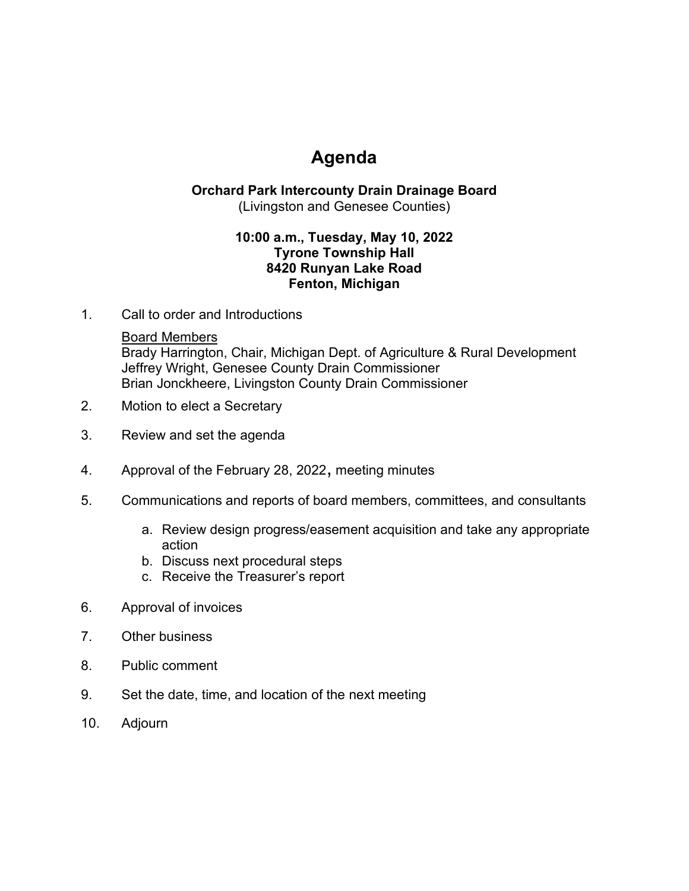# Agenda

**Orchard Park Intercounty Drain Drainage Board**
(Livingston and Genesee Counties)

**10:00 a.m., Tuesday, May 10, 2022**
**Tyrone Township Hall**
**8420 Runyan Lake Road**
**Fenton, Michigan**

1. Call to order and Introductions

   Board Members
   Brady Harrington, Chair, Michigan Dept. of Agriculture & Rural Development
   Jeffrey Wright, Genesee County Drain Commissioner
   Brian Jonckheere, Livingston County Drain Commissioner

2. Motion to elect a Secretary

3. Review and set the agenda

4. Approval of the February 28, 2022, meeting minutes

5. Communications and reports of board members, committees, and consultants

   a. Review design progress/easement acquisition and take any appropriate action
   b. Discuss next procedural steps
   c. Receive the Treasurer's report

6. Approval of invoices

7. Other business

8. Public comment

9. Set the date, time, and location of the next meeting

10. Adjourn